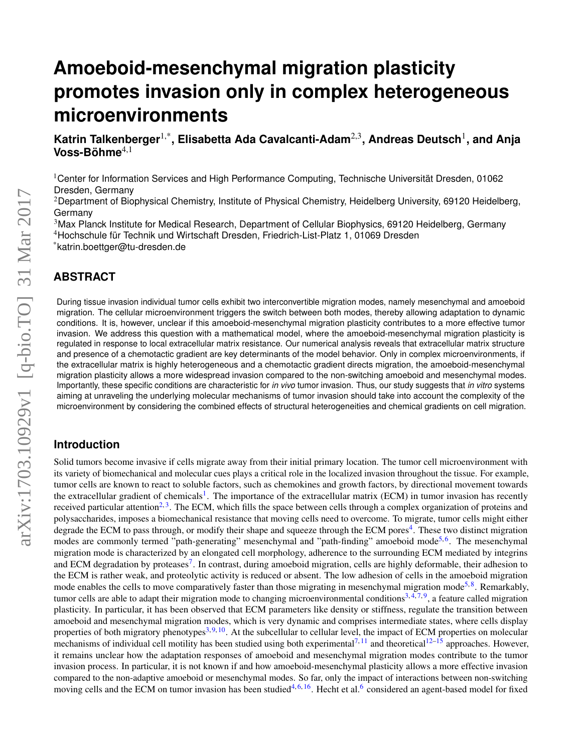# Amoeboid-mesenchymal migration plasticity promotes invasion only in complex heterogeneous microenvironments

**Katrin Talkenberger[1,*], Elisabetta Ada Cavalcanti-Adam[2,3], Andreas Deutsch[1], and Anja Voss-Böhme[4,1]**

[1]Center for Information Services and High Performance Computing, Technische Universität Dresden, 01062 Dresden, Germany

[2]Department of Biophysical Chemistry, Institute of Physical Chemistry, Heidelberg University, 69120 Heidelberg, Germany

[3]Max Planck Institute for Medical Research, Department of Cellular Biophysics, 69120 Heidelberg, Germany

[4]Hochschule für Technik und Wirtschaft Dresden, Friedrich-List-Platz 1, 01069 Dresden

[*]katrin.boettger@tu-dresden.de

## ABSTRACT

During tissue invasion individual tumor cells exhibit two interconvertible migration modes, namely mesenchymal and amoeboid migration. The cellular microenvironment triggers the switch between both modes, thereby allowing adaptation to dynamic conditions. It is, however, unclear if this amoeboid-mesenchymal migration plasticity contributes to a more effective tumor invasion. We address this question with a mathematical model, where the amoeboid-mesenchymal migration plasticity is regulated in response to local extracellular matrix resistance. Our numerical analysis reveals that extracellular matrix structure and presence of a chemotactic gradient are key determinants of the model behavior. Only in complex microenvironments, if the extracellular matrix is highly heterogeneous and a chemotactic gradient directs migration, the amoeboid-mesenchymal migration plasticity allows a more widespread invasion compared to the non-switching amoeboid and mesenchymal modes. Importantly, these specific conditions are characteristic for *in vivo* tumor invasion. Thus, our study suggests that *in vitro* systems aiming at unraveling the underlying molecular mechanisms of tumor invasion should take into account the complexity of the microenvironment by considering the combined effects of structural heterogeneities and chemical gradients on cell migration.

## Introduction

Solid tumors become invasive if cells migrate away from their initial primary location. The tumor cell microenvironment with its variety of biomechanical and molecular cues plays a critical role in the localized invasion throughout the tissue. For example, tumor cells are known to react to soluble factors, such as chemokines and growth factors, by directional movement towards the extracellular gradient of chemicals[1]. The importance of the extracellular matrix (ECM) in tumor invasion has recently received particular attention[2,3]. The ECM, which fills the space between cells through a complex organization of proteins and polysaccharides, imposes a biomechanical resistance that moving cells need to overcome. To migrate, tumor cells might either degrade the ECM to pass through, or modify their shape and squeeze through the ECM pores[4]. These two distinct migration modes are commonly termed "path-generating" mesenchymal and "path-finding" amoeboid mode[5,6]. The mesenchymal migration mode is characterized by an elongated cell morphology, adherence to the surrounding ECM mediated by integrins and ECM degradation by proteases[7]. In contrast, during amoeboid migration, cells are highly deformable, their adhesion to the ECM is rather weak, and proteolytic activity is reduced or absent. The low adhesion of cells in the amoeboid migration mode enables the cells to move comparatively faster than those migrating in mesenchymal migration mode[5,8]. Remarkably, tumor cells are able to adapt their migration mode to changing microenvironmental conditions[3,4,7,9], a feature called migration plasticity. In particular, it has been observed that ECM parameters like density or stiffness, regulate the transition between amoeboid and mesenchymal migration modes, which is very dynamic and comprises intermediate states, where cells display properties of both migratory phenotypes[3,9,10]. At the subcellular to cellular level, the impact of ECM properties on molecular mechanisms of individual cell motility has been studied using both experimental[7,11] and theoretical[12–15] approaches. However, it remains unclear how the adaptation responses of amoeboid and mesenchymal migration modes contribute to the tumor invasion process. In particular, it is not known if and how amoeboid-mesenchymal plasticity allows a more effective invasion compared to the non-adaptive amoeboid or mesenchymal modes. So far, only the impact of interactions between non-switching moving cells and the ECM on tumor invasion has been studied[4,6,16]. Hecht et al.[6] considered an agent-based model for fixed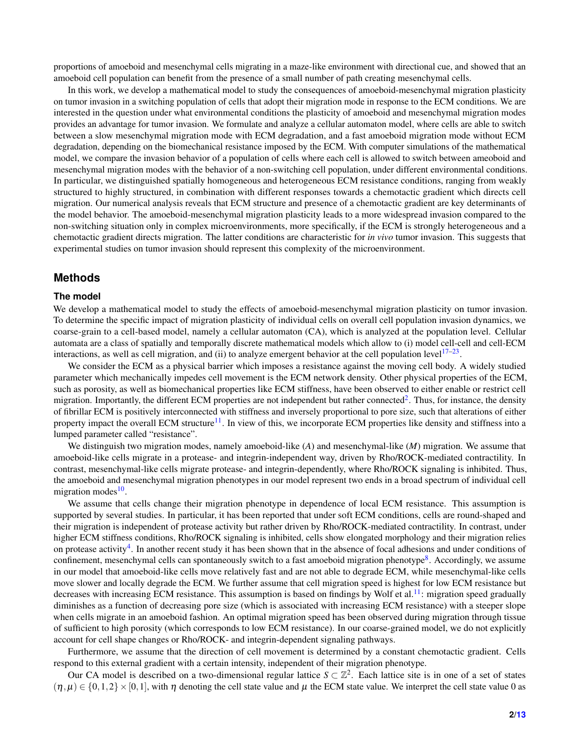proportions of amoeboid and mesenchymal cells migrating in a maze-like environment with directional cue, and showed that an amoeboid cell population can benefit from the presence of a small number of path creating mesenchymal cells.

In this work, we develop a mathematical model to study the consequences of amoeboid-mesenchymal migration plasticity on tumor invasion in a switching population of cells that adopt their migration mode in response to the ECM conditions. We are interested in the question under what environmental conditions the plasticity of amoeboid and mesenchymal migration modes provides an advantage for tumor invasion. We formulate and analyze a cellular automaton model, where cells are able to switch between a slow mesenchymal migration mode with ECM degradation, and a fast amoeboid migration mode without ECM degradation, depending on the biomechanical resistance imposed by the ECM. With computer simulations of the mathematical model, we compare the invasion behavior of a population of cells where each cell is allowed to switch between ameoboid and mesenchymal migration modes with the behavior of a non-switching cell population, under different environmental conditions. In particular, we distinguished spatially homogeneous and heterogeneous ECM resistance conditions, ranging from weakly structured to highly structured, in combination with different responses towards a chemotactic gradient which directs cell migration. Our numerical analysis reveals that ECM structure and presence of a chemotactic gradient are key determinants of the model behavior. The amoeboid-mesenchymal migration plasticity leads to a more widespread invasion compared to the non-switching situation only in complex microenvironments, more specifically, if the ECM is strongly heterogeneous and a chemotactic gradient directs migration. The latter conditions are characteristic for *in vivo* tumor invasion. This suggests that experimental studies on tumor invasion should represent this complexity of the microenvironment.

## Methods

### The model

We develop a mathematical model to study the effects of amoeboid-mesenchymal migration plasticity on tumor invasion. To determine the specific impact of migration plasticity of individual cells on overall cell population invasion dynamics, we coarse-grain to a cell-based model, namely a cellular automaton (CA), which is analyzed at the population level. Cellular automata are a class of spatially and temporally discrete mathematical models which allow to (i) model cell-cell and cell-ECM interactions, as well as cell migration, and (ii) to analyze emergent behavior at the cell population level[17–23].

We consider the ECM as a physical barrier which imposes a resistance against the moving cell body. A widely studied parameter which mechanically impedes cell movement is the ECM network density. Other physical properties of the ECM, such as porosity, as well as biomechanical properties like ECM stiffness, have been observed to either enable or restrict cell migration. Importantly, the different ECM properties are not independent but rather connected[2]. Thus, for instance, the density of fibrillar ECM is positively interconnected with stiffness and inversely proportional to pore size, such that alterations of either property impact the overall ECM structure[11]. In view of this, we incorporate ECM properties like density and stiffness into a lumped parameter called "resistance".

We distinguish two migration modes, namely amoeboid-like ($A$) and mesenchymal-like ($M$) migration. We assume that amoeboid-like cells migrate in a protease- and integrin-independent way, driven by Rho/ROCK-mediated contractility. In contrast, mesenchymal-like cells migrate protease- and integrin-dependently, where Rho/ROCK signaling is inhibited. Thus, the amoeboid and mesenchymal migration phenotypes in our model represent two ends in a broad spectrum of individual cell migration modes[10].

We assume that cells change their migration phenotype in dependence of local ECM resistance. This assumption is supported by several studies. In particular, it has been reported that under soft ECM conditions, cells are round-shaped and their migration is independent of protease activity but rather driven by Rho/ROCK-mediated contractility. In contrast, under higher ECM stiffness conditions, Rho/ROCK signaling is inhibited, cells show elongated morphology and their migration relies on protease activity[4]. In another recent study it has been shown that in the absence of focal adhesions and under conditions of confinement, mesenchymal cells can spontaneously switch to a fast amoeboid migration phenotype[8]. Accordingly, we assume in our model that amoeboid-like cells move relatively fast and are not able to degrade ECM, while mesenchymal-like cells move slower and locally degrade the ECM. We further assume that cell migration speed is highest for low ECM resistance but decreases with increasing ECM resistance. This assumption is based on findings by Wolf et al.[11]: migration speed gradually diminishes as a function of decreasing pore size (which is associated with increasing ECM resistance) with a steeper slope when cells migrate in an amoeboid fashion. An optimal migration speed has been observed during migration through tissue of sufficient to high porosity (which corresponds to low ECM resistance). In our coarse-grained model, we do not explicitly account for cell shape changes or Rho/ROCK- and integrin-dependent signaling pathways.

Furthermore, we assume that the direction of cell movement is determined by a constant chemotactic gradient. Cells respond to this external gradient with a certain intensity, independent of their migration phenotype.

Our CA model is described on a two-dimensional regular lattice $S \subset \mathbb{Z}^2$. Each lattice site is in one of a set of states $(\eta, \mu) \in \{0, 1, 2\} \times [0, 1]$, with $\eta$ denoting the cell state value and $\mu$ the ECM state value. We interpret the cell state value 0 as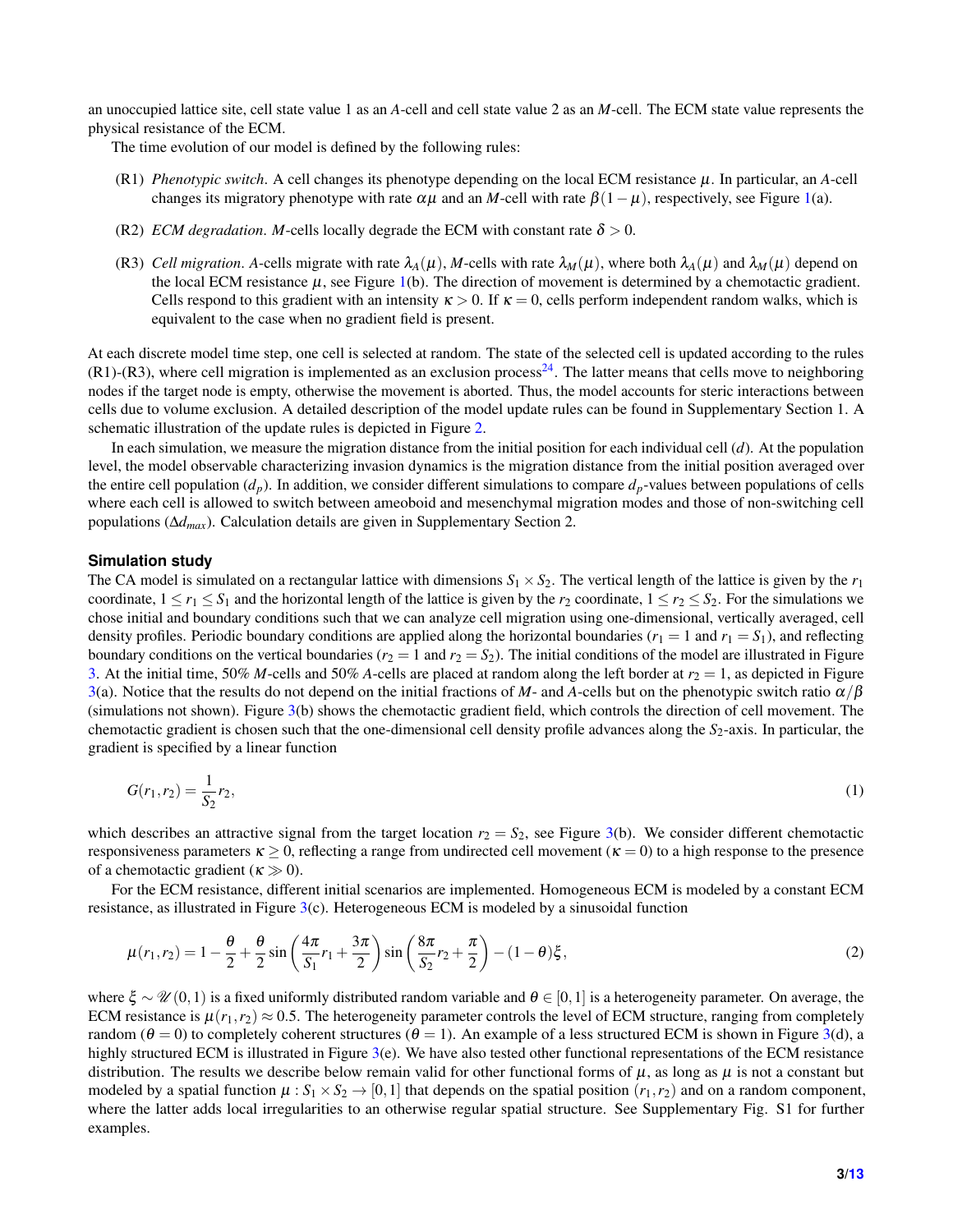an unoccupied lattice site, cell state value 1 as an *A*-cell and cell state value 2 as an *M*-cell. The ECM state value represents the physical resistance of the ECM.

The time evolution of our model is defined by the following rules:

- (R1) *Phenotypic switch*. A cell changes its phenotype depending on the local ECM resistance $\mu$. In particular, an *A*-cell changes its migratory phenotype with rate $\alpha\mu$ and an *M*-cell with rate $\beta(1-\mu)$, respectively, see Figure 1(a).
- (R2) *ECM degradation*. *M*-cells locally degrade the ECM with constant rate $\delta > 0$.
- (R3) *Cell migration*. *A*-cells migrate with rate $\lambda_A(\mu)$, *M*-cells with rate $\lambda_M(\mu)$, where both $\lambda_A(\mu)$ and $\lambda_M(\mu)$ depend on the local ECM resistance $\mu$, see Figure 1(b). The direction of movement is determined by a chemotactic gradient. Cells respond to this gradient with an intensity $\kappa > 0$. If $\kappa = 0$, cells perform independent random walks, which is equivalent to the case when no gradient field is present.

At each discrete model time step, one cell is selected at random. The state of the selected cell is updated according to the rules (R1)-(R3), where cell migration is implemented as an exclusion process[24]. The latter means that cells move to neighboring nodes if the target node is empty, otherwise the movement is aborted. Thus, the model accounts for steric interactions between cells due to volume exclusion. A detailed description of the model update rules can be found in Supplementary Section 1. A schematic illustration of the update rules is depicted in Figure 2.

In each simulation, we measure the migration distance from the initial position for each individual cell ($d$). At the population level, the model observable characterizing invasion dynamics is the migration distance from the initial position averaged over the entire cell population ($d_p$). In addition, we consider different simulations to compare $d_p$-values between populations of cells where each cell is allowed to switch between ameoboid and mesenchymal migration modes and those of non-switching cell populations ($\Delta d_{max}$). Calculation details are given in Supplementary Section 2.

### Simulation study

The CA model is simulated on a rectangular lattice with dimensions $S_1 \times S_2$. The vertical length of the lattice is given by the $r_1$ coordinate, $1 \le r_1 \le S_1$ and the horizontal length of the lattice is given by the $r_2$ coordinate, $1 \le r_2 \le S_2$. For the simulations we chose initial and boundary conditions such that we can analyze cell migration using one-dimensional, vertically averaged, cell density profiles. Periodic boundary conditions are applied along the horizontal boundaries ($r_1 = 1$ and $r_1 = S_1$), and reflecting boundary conditions on the vertical boundaries ($r_2 = 1$ and $r_2 = S_2$). The initial conditions of the model are illustrated in Figure 3. At the initial time, 50% *M*-cells and 50% *A*-cells are placed at random along the left border at $r_2 = 1$, as depicted in Figure 3(a). Notice that the results do not depend on the initial fractions of *M*- and *A*-cells but on the phenotypic switch ratio $\alpha/\beta$ (simulations not shown). Figure 3(b) shows the chemotactic gradient field, which controls the direction of cell movement. The chemotactic gradient is chosen such that the one-dimensional cell density profile advances along the $S_2$-axis. In particular, the gradient is specified by a linear function

$$G(r_1, r_2) = \frac{1}{S_2} r_2, \tag{1}$$

which describes an attractive signal from the target location $r_2 = S_2$, see Figure 3(b). We consider different chemotactic responsiveness parameters $\kappa \ge 0$, reflecting a range from undirected cell movement ($\kappa = 0$) to a high response to the presence of a chemotactic gradient ($\kappa \gg 0$).

For the ECM resistance, different initial scenarios are implemented. Homogeneous ECM is modeled by a constant ECM resistance, as illustrated in Figure 3(c). Heterogeneous ECM is modeled by a sinusoidal function

$$\mu(r_1, r_2) = 1 - \frac{\theta}{2} + \frac{\theta}{2} \sin\left(\frac{4\pi}{S_1} r_1 + \frac{3\pi}{2}\right) \sin\left(\frac{8\pi}{S_2} r_2 + \frac{\pi}{2}\right) - (1-\theta)\xi, \tag{2}$$

where $\xi \sim \mathscr{U}(0,1)$ is a fixed uniformly distributed random variable and $\theta \in [0,1]$ is a heterogeneity parameter. On average, the ECM resistance is $\mu(r_1, r_2) \approx 0.5$. The heterogeneity parameter controls the level of ECM structure, ranging from completely random ($\theta = 0$) to completely coherent structures ($\theta = 1$). An example of a less structured ECM is shown in Figure 3(d), a highly structured ECM is illustrated in Figure 3(e). We have also tested other functional representations of the ECM resistance distribution. The results we describe below remain valid for other functional forms of $\mu$, as long as $\mu$ is not a constant but modeled by a spatial function $\mu : S_1 \times S_2 \to [0,1]$ that depends on the spatial position $(r_1, r_2)$ and on a random component, where the latter adds local irregularities to an otherwise regular spatial structure. See Supplementary Fig. S1 for further examples.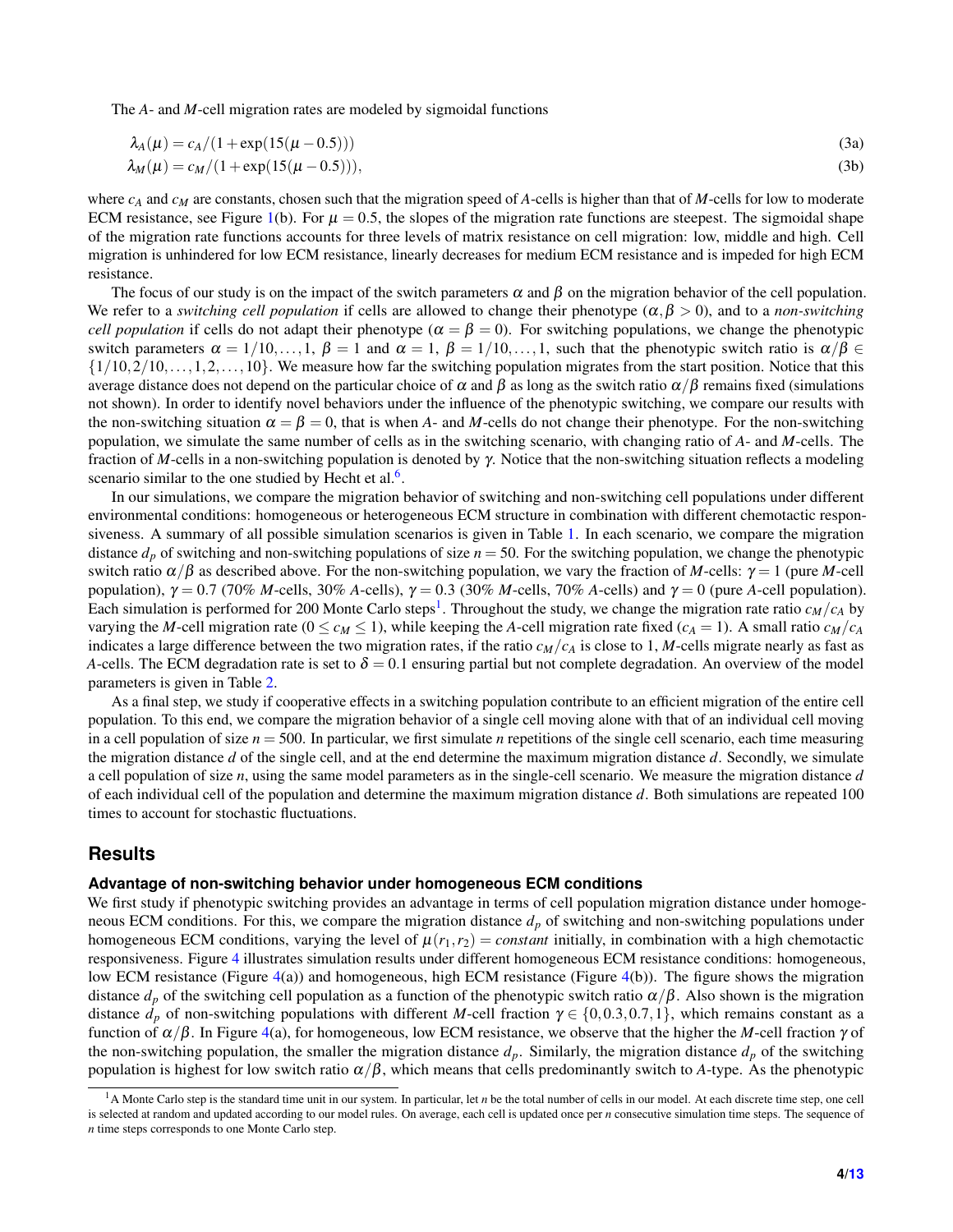The *A*- and *M*-cell migration rates are modeled by sigmoidal functions

$$\lambda_A(\mu) = c_A/(1+\exp(15(\mu-0.5))) \tag{3a}$$

$$\lambda_M(\mu) = c_M/(1+\exp(15(\mu-0.5))), \tag{3b}$$

where $c_A$ and $c_M$ are constants, chosen such that the migration speed of *A*-cells is higher than that of *M*-cells for low to moderate ECM resistance, see Figure 1(b). For $\mu = 0.5$, the slopes of the migration rate functions are steepest. The sigmoidal shape of the migration rate functions accounts for three levels of matrix resistance on cell migration: low, middle and high. Cell migration is unhindered for low ECM resistance, linearly decreases for medium ECM resistance and is impeded for high ECM resistance.

The focus of our study is on the impact of the switch parameters $\alpha$ and $\beta$ on the migration behavior of the cell population. We refer to a *switching cell population* if cells are allowed to change their phenotype ($\alpha, \beta > 0$), and to a *non-switching cell population* if cells do not adapt their phenotype ($\alpha = \beta = 0$). For switching populations, we change the phenotypic switch parameters $\alpha = 1/10, \ldots, 1$, $\beta = 1$ and $\alpha = 1$, $\beta = 1/10, \ldots, 1$, such that the phenotypic switch ratio is $\alpha/\beta \in \{1/10, 2/10, \ldots, 1, 2, \ldots, 10\}$. We measure how far the switching population migrates from the start position. Notice that this average distance does not depend on the particular choice of $\alpha$ and $\beta$ as long as the switch ratio $\alpha/\beta$ remains fixed (simulations not shown). In order to identify novel behaviors under the influence of the phenotypic switching, we compare our results with the non-switching situation $\alpha = \beta = 0$, that is when *A*- and *M*-cells do not change their phenotype. For the non-switching population, we simulate the same number of cells as in the switching scenario, with changing ratio of *A*- and *M*-cells. The fraction of *M*-cells in a non-switching population is denoted by $\gamma$. Notice that the non-switching situation reflects a modeling scenario similar to the one studied by Hecht et al.[6].

In our simulations, we compare the migration behavior of switching and non-switching cell populations under different environmental conditions: homogeneous or heterogeneous ECM structure in combination with different chemotactic responsiveness. A summary of all possible simulation scenarios is given in Table 1. In each scenario, we compare the migration distance $d_p$ of switching and non-switching populations of size $n = 50$. For the switching population, we change the phenotypic switch ratio $\alpha/\beta$ as described above. For the non-switching population, we vary the fraction of *M*-cells: $\gamma = 1$ (pure *M*-cell population), $\gamma = 0.7$ (70% *M*-cells, 30% *A*-cells), $\gamma = 0.3$ (30% *M*-cells, 70% *A*-cells) and $\gamma = 0$ (pure *A*-cell population). Each simulation is performed for 200 Monte Carlo steps[1]. Throughout the study, we change the migration rate ratio $c_M/c_A$ by varying the *M*-cell migration rate ($0 \leq c_M \leq 1$), while keeping the *A*-cell migration rate fixed ($c_A = 1$). A small ratio $c_M/c_A$ indicates a large difference between the two migration rates, if the ratio $c_M/c_A$ is close to 1, *M*-cells migrate nearly as fast as *A*-cells. The ECM degradation rate is set to $\delta = 0.1$ ensuring partial but not complete degradation. An overview of the model parameters is given in Table 2.

As a final step, we study if cooperative effects in a switching population contribute to an efficient migration of the entire cell population. To this end, we compare the migration behavior of a single cell moving alone with that of an individual cell moving in a cell population of size $n = 500$. In particular, we first simulate $n$ repetitions of the single cell scenario, each time measuring the migration distance $d$ of the single cell, and at the end determine the maximum migration distance $d$. Secondly, we simulate a cell population of size $n$, using the same model parameters as in the single-cell scenario. We measure the migration distance $d$ of each individual cell of the population and determine the maximum migration distance $d$. Both simulations are repeated 100 times to account for stochastic fluctuations.

## Results

### Advantage of non-switching behavior under homogeneous ECM conditions

We first study if phenotypic switching provides an advantage in terms of cell population migration distance under homogeneous ECM conditions. For this, we compare the migration distance $d_p$ of switching and non-switching populations under homogeneous ECM conditions, varying the level of $\mu(r_1, r_2) = constant$ initially, in combination with a high chemotactic responsiveness. Figure 4 illustrates simulation results under different homogeneous ECM resistance conditions: homogeneous, low ECM resistance (Figure 4(a)) and homogeneous, high ECM resistance (Figure 4(b)). The figure shows the migration distance $d_p$ of the switching cell population as a function of the phenotypic switch ratio $\alpha/\beta$. Also shown is the migration distance $d_p$ of non-switching populations with different *M*-cell fraction $\gamma \in \{0, 0.3, 0.7, 1\}$, which remains constant as a function of $\alpha/\beta$. In Figure 4(a), for homogeneous, low ECM resistance, we observe that the higher the *M*-cell fraction $\gamma$ of the non-switching population, the smaller the migration distance $d_p$. Similarly, the migration distance $d_p$ of the switching population is highest for low switch ratio $\alpha/\beta$, which means that cells predominantly switch to *A*-type. As the phenotypic

[1] A Monte Carlo step is the standard time unit in our system. In particular, let $n$ be the total number of cells in our model. At each discrete time step, one cell is selected at random and updated according to our model rules. On average, each cell is updated once per $n$ consecutive simulation time steps. The sequence of $n$ time steps corresponds to one Monte Carlo step.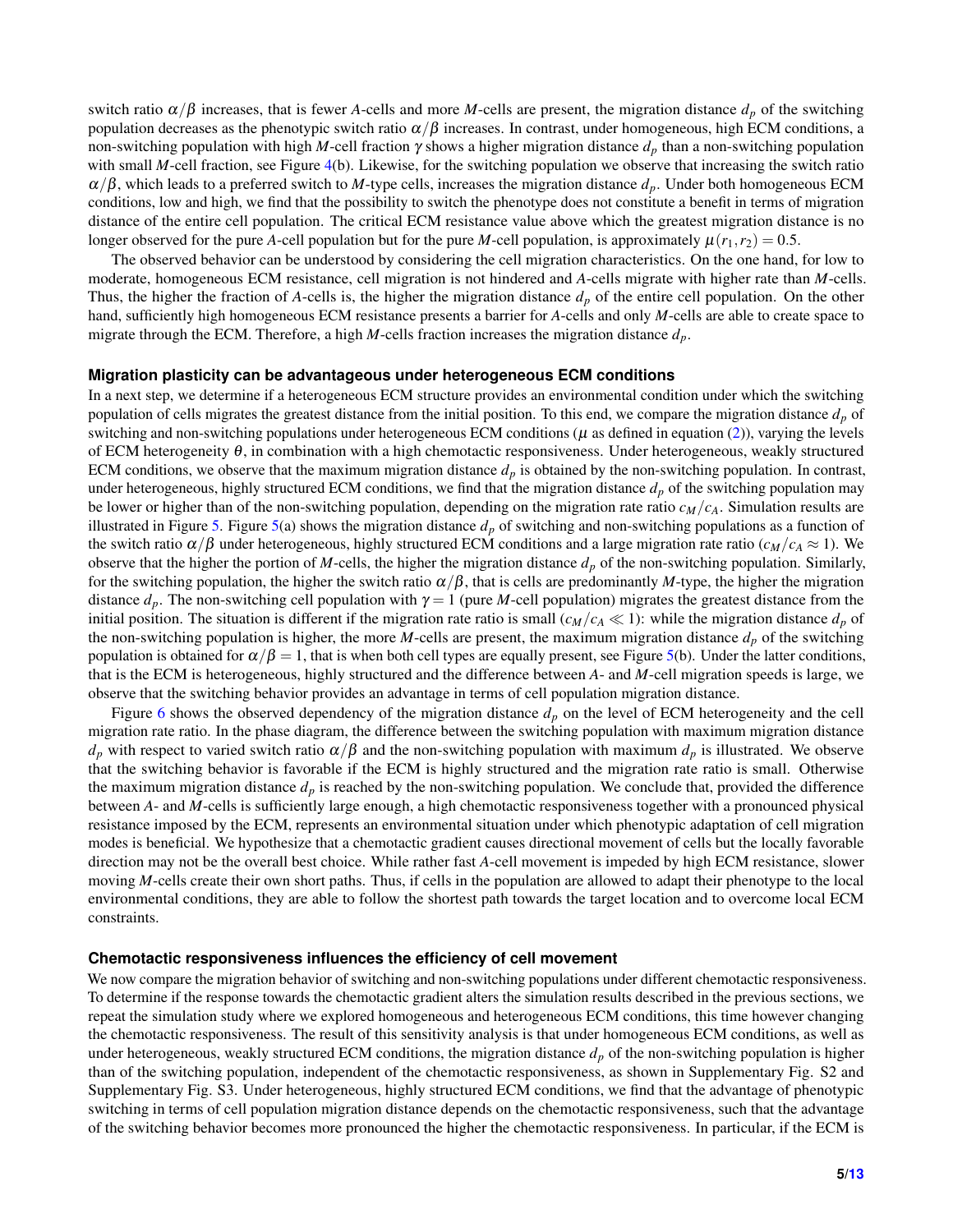switch ratio $\alpha/\beta$ increases, that is fewer *A*-cells and more *M*-cells are present, the migration distance $d_p$ of the switching population decreases as the phenotypic switch ratio $\alpha/\beta$ increases. In contrast, under homogeneous, high ECM conditions, a non-switching population with high *M*-cell fraction $\gamma$ shows a higher migration distance $d_p$ than a non-switching population with small *M*-cell fraction, see Figure 4(b). Likewise, for the switching population we observe that increasing the switch ratio $\alpha/\beta$, which leads to a preferred switch to *M*-type cells, increases the migration distance $d_p$. Under both homogeneous ECM conditions, low and high, we find that the possibility to switch the phenotype does not constitute a benefit in terms of migration distance of the entire cell population. The critical ECM resistance value above which the greatest migration distance is no longer observed for the pure *A*-cell population but for the pure *M*-cell population, is approximately $\mu(r_1, r_2) = 0.5$.

The observed behavior can be understood by considering the cell migration characteristics. On the one hand, for low to moderate, homogeneous ECM resistance, cell migration is not hindered and *A*-cells migrate with higher rate than *M*-cells. Thus, the higher the fraction of *A*-cells is, the higher the migration distance $d_p$ of the entire cell population. On the other hand, sufficiently high homogeneous ECM resistance presents a barrier for *A*-cells and only *M*-cells are able to create space to migrate through the ECM. Therefore, a high *M*-cells fraction increases the migration distance $d_p$.

### Migration plasticity can be advantageous under heterogeneous ECM conditions

In a next step, we determine if a heterogeneous ECM structure provides an environmental condition under which the switching population of cells migrates the greatest distance from the initial position. To this end, we compare the migration distance $d_p$ of switching and non-switching populations under heterogeneous ECM conditions ($\mu$ as defined in equation (2)), varying the levels of ECM heterogeneity $\theta$, in combination with a high chemotactic responsiveness. Under heterogeneous, weakly structured ECM conditions, we observe that the maximum migration distance $d_p$ is obtained by the non-switching population. In contrast, under heterogeneous, highly structured ECM conditions, we find that the migration distance $d_p$ of the switching population may be lower or higher than of the non-switching population, depending on the migration rate ratio $c_M/c_A$. Simulation results are illustrated in Figure 5. Figure 5(a) shows the migration distance $d_p$ of switching and non-switching populations as a function of the switch ratio $\alpha/\beta$ under heterogeneous, highly structured ECM conditions and a large migration rate ratio ($c_M/c_A \approx 1$). We observe that the higher the portion of *M*-cells, the higher the migration distance $d_p$ of the non-switching population. Similarly, for the switching population, the higher the switch ratio $\alpha/\beta$, that is cells are predominantly *M*-type, the higher the migration distance $d_p$. The non-switching cell population with $\gamma = 1$ (pure *M*-cell population) migrates the greatest distance from the initial position. The situation is different if the migration rate ratio is small ($c_M/c_A \ll 1$): while the migration distance $d_p$ of the non-switching population is higher, the more *M*-cells are present, the maximum migration distance $d_p$ of the switching population is obtained for $\alpha/\beta = 1$, that is when both cell types are equally present, see Figure 5(b). Under the latter conditions, that is the ECM is heterogeneous, highly structured and the difference between *A*- and *M*-cell migration speeds is large, we observe that the switching behavior provides an advantage in terms of cell population migration distance.

Figure 6 shows the observed dependency of the migration distance $d_p$ on the level of ECM heterogeneity and the cell migration rate ratio. In the phase diagram, the difference between the switching population with maximum migration distance $d_p$ with respect to varied switch ratio $\alpha/\beta$ and the non-switching population with maximum $d_p$ is illustrated. We observe that the switching behavior is favorable if the ECM is highly structured and the migration rate ratio is small. Otherwise the maximum migration distance $d_p$ is reached by the non-switching population. We conclude that, provided the difference between *A*- and *M*-cells is sufficiently large enough, a high chemotactic responsiveness together with a pronounced physical resistance imposed by the ECM, represents an environmental situation under which phenotypic adaptation of cell migration modes is beneficial. We hypothesize that a chemotactic gradient causes directional movement of cells but the locally favorable direction may not be the overall best choice. While rather fast *A*-cell movement is impeded by high ECM resistance, slower moving *M*-cells create their own short paths. Thus, if cells in the population are allowed to adapt their phenotype to the local environmental conditions, they are able to follow the shortest path towards the target location and to overcome local ECM constraints.

### Chemotactic responsiveness influences the efficiency of cell movement

We now compare the migration behavior of switching and non-switching populations under different chemotactic responsiveness. To determine if the response towards the chemotactic gradient alters the simulation results described in the previous sections, we repeat the simulation study where we explored homogeneous and heterogeneous ECM conditions, this time however changing the chemotactic responsiveness. The result of this sensitivity analysis is that under homogeneous ECM conditions, as well as under heterogeneous, weakly structured ECM conditions, the migration distance $d_p$ of the non-switching population is higher than of the switching population, independent of the chemotactic responsiveness, as shown in Supplementary Fig. S2 and Supplementary Fig. S3. Under heterogeneous, highly structured ECM conditions, we find that the advantage of phenotypic switching in terms of cell population migration distance depends on the chemotactic responsiveness, such that the advantage of the switching behavior becomes more pronounced the higher the chemotactic responsiveness. In particular, if the ECM is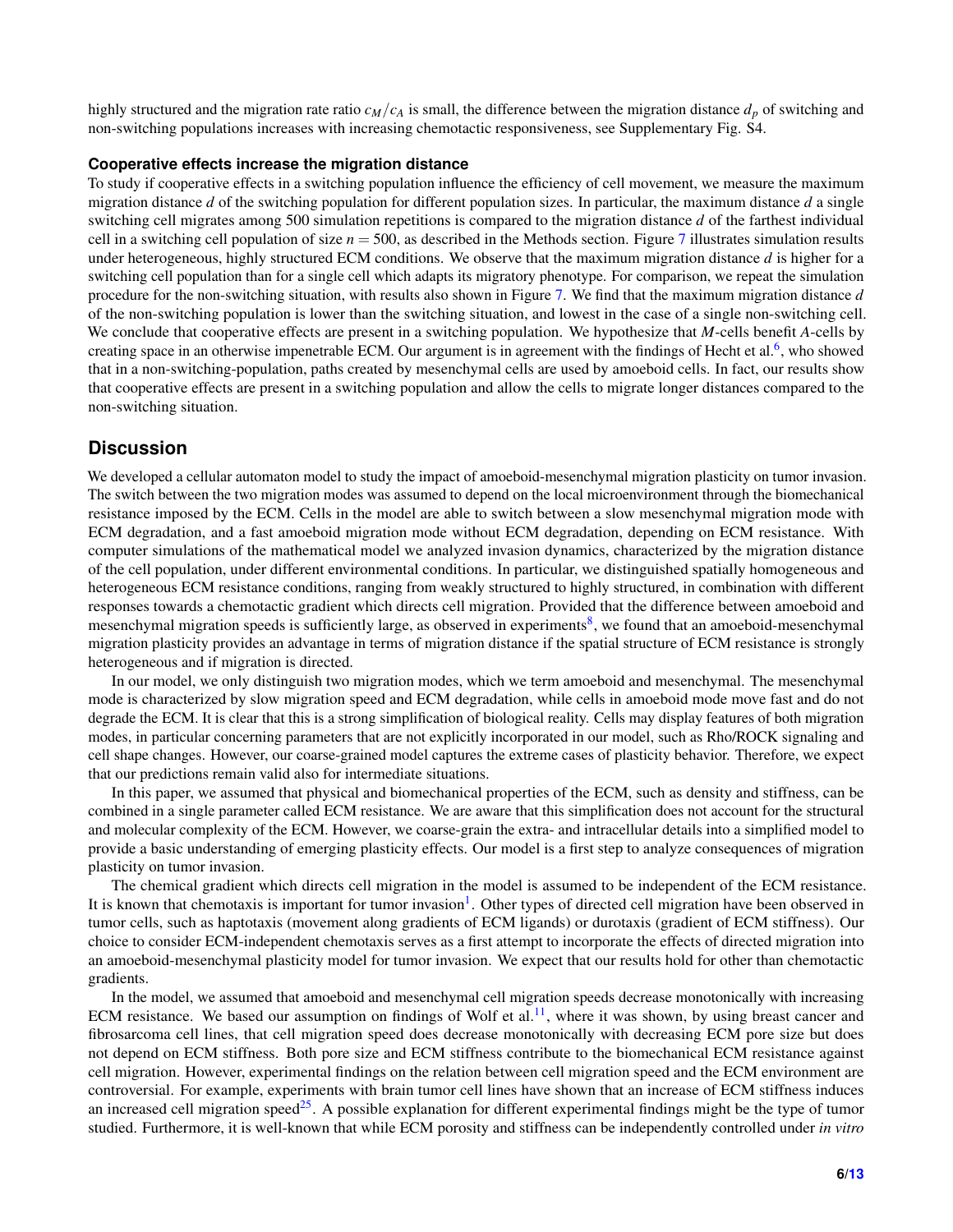highly structured and the migration rate ratio $c_M/c_A$ is small, the difference between the migration distance $d_p$ of switching and non-switching populations increases with increasing chemotactic responsiveness, see Supplementary Fig. S4.

### Cooperative effects increase the migration distance

To study if cooperative effects in a switching population influence the efficiency of cell movement, we measure the maximum migration distance $d$ of the switching population for different population sizes. In particular, the maximum distance $d$ a single switching cell migrates among 500 simulation repetitions is compared to the migration distance $d$ of the farthest individual cell in a switching cell population of size $n = 500$, as described in the Methods section. Figure 7 illustrates simulation results under heterogeneous, highly structured ECM conditions. We observe that the maximum migration distance $d$ is higher for a switching cell population than for a single cell which adapts its migratory phenotype. For comparison, we repeat the simulation procedure for the non-switching situation, with results also shown in Figure 7. We find that the maximum migration distance $d$ of the non-switching population is lower than the switching situation, and lowest in the case of a single non-switching cell. We conclude that cooperative effects are present in a switching population. We hypothesize that $M$-cells benefit $A$-cells by creating space in an otherwise impenetrable ECM. Our argument is in agreement with the findings of Hecht et al.[6], who showed that in a non-switching-population, paths created by mesenchymal cells are used by amoeboid cells. In fact, our results show that cooperative effects are present in a switching population and allow the cells to migrate longer distances compared to the non-switching situation.

## Discussion

We developed a cellular automaton model to study the impact of amoeboid-mesenchymal migration plasticity on tumor invasion. The switch between the two migration modes was assumed to depend on the local microenvironment through the biomechanical resistance imposed by the ECM. Cells in the model are able to switch between a slow mesenchymal migration mode with ECM degradation, and a fast amoeboid migration mode without ECM degradation, depending on ECM resistance. With computer simulations of the mathematical model we analyzed invasion dynamics, characterized by the migration distance of the cell population, under different environmental conditions. In particular, we distinguished spatially homogeneous and heterogeneous ECM resistance conditions, ranging from weakly structured to highly structured, in combination with different responses towards a chemotactic gradient which directs cell migration. Provided that the difference between amoeboid and mesenchymal migration speeds is sufficiently large, as observed in experiments[8], we found that an amoeboid-mesenchymal migration plasticity provides an advantage in terms of migration distance if the spatial structure of ECM resistance is strongly heterogeneous and if migration is directed.

In our model, we only distinguish two migration modes, which we term amoeboid and mesenchymal. The mesenchymal mode is characterized by slow migration speed and ECM degradation, while cells in amoeboid mode move fast and do not degrade the ECM. It is clear that this is a strong simplification of biological reality. Cells may display features of both migration modes, in particular concerning parameters that are not explicitly incorporated in our model, such as Rho/ROCK signaling and cell shape changes. However, our coarse-grained model captures the extreme cases of plasticity behavior. Therefore, we expect that our predictions remain valid also for intermediate situations.

In this paper, we assumed that physical and biomechanical properties of the ECM, such as density and stiffness, can be combined in a single parameter called ECM resistance. We are aware that this simplification does not account for the structural and molecular complexity of the ECM. However, we coarse-grain the extra- and intracellular details into a simplified model to provide a basic understanding of emerging plasticity effects. Our model is a first step to analyze consequences of migration plasticity on tumor invasion.

The chemical gradient which directs cell migration in the model is assumed to be independent of the ECM resistance. It is known that chemotaxis is important for tumor invasion[1]. Other types of directed cell migration have been observed in tumor cells, such as haptotaxis (movement along gradients of ECM ligands) or durotaxis (gradient of ECM stiffness). Our choice to consider ECM-independent chemotaxis serves as a first attempt to incorporate the effects of directed migration into an amoeboid-mesenchymal plasticity model for tumor invasion. We expect that our results hold for other than chemotactic gradients.

In the model, we assumed that amoeboid and mesenchymal cell migration speeds decrease monotonically with increasing ECM resistance. We based our assumption on findings of Wolf et al.[11], where it was shown, by using breast cancer and fibrosarcoma cell lines, that cell migration speed does decrease monotonically with decreasing ECM pore size but does not depend on ECM stiffness. Both pore size and ECM stiffness contribute to the biomechanical ECM resistance against cell migration. However, experimental findings on the relation between cell migration speed and the ECM environment are controversial. For example, experiments with brain tumor cell lines have shown that an increase of ECM stiffness induces an increased cell migration speed[25]. A possible explanation for different experimental findings might be the type of tumor studied. Furthermore, it is well-known that while ECM porosity and stiffness can be independently controlled under *in vitro*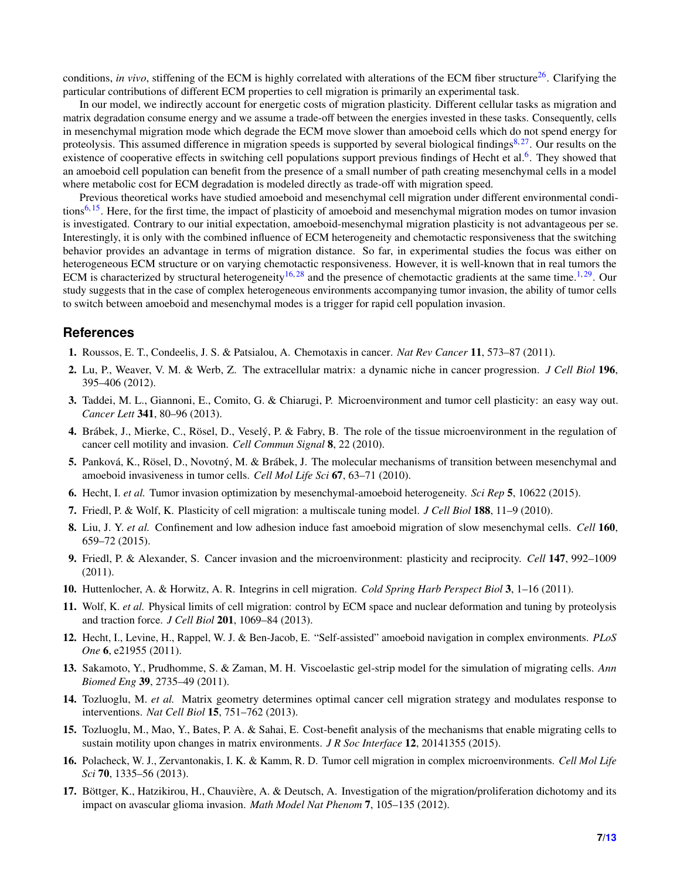conditions, *in vivo*, stiffening of the ECM is highly correlated with alterations of the ECM fiber structure[26]. Clarifying the particular contributions of different ECM properties to cell migration is primarily an experimental task.

In our model, we indirectly account for energetic costs of migration plasticity. Different cellular tasks as migration and matrix degradation consume energy and we assume a trade-off between the energies invested in these tasks. Consequently, cells in mesenchymal migration mode which degrade the ECM move slower than amoeboid cells which do not spend energy for proteolysis. This assumed difference in migration speeds is supported by several biological findings[8,27]. Our results on the existence of cooperative effects in switching cell populations support previous findings of Hecht et al.[6]. They showed that an amoeboid cell population can benefit from the presence of a small number of path creating mesenchymal cells in a model where metabolic cost for ECM degradation is modeled directly as trade-off with migration speed.

Previous theoretical works have studied amoeboid and mesenchymal cell migration under different environmental conditions[6,15]. Here, for the first time, the impact of plasticity of amoeboid and mesenchymal migration modes on tumor invasion is investigated. Contrary to our initial expectation, amoeboid-mesenchymal migration plasticity is not advantageous per se. Interestingly, it is only with the combined influence of ECM heterogeneity and chemotactic responsiveness that the switching behavior provides an advantage in terms of migration distance. So far, in experimental studies the focus was either on heterogeneous ECM structure or on varying chemotactic responsiveness. However, it is well-known that in real tumors the ECM is characterized by structural heterogeneity[16,28] and the presence of chemotactic gradients at the same time.[1,29]. Our study suggests that in the case of complex heterogeneous environments accompanying tumor invasion, the ability of tumor cells to switch between amoeboid and mesenchymal modes is a trigger for rapid cell population invasion.

## References

1. Roussos, E. T., Condeelis, J. S. & Patsialou, A. Chemotaxis in cancer. *Nat Rev Cancer* **11**, 573–87 (2011).
2. Lu, P., Weaver, V. M. & Werb, Z. The extracellular matrix: a dynamic niche in cancer progression. *J Cell Biol* **196**, 395–406 (2012).
3. Taddei, M. L., Giannoni, E., Comito, G. & Chiarugi, P. Microenvironment and tumor cell plasticity: an easy way out. *Cancer Lett* **341**, 80–96 (2013).
4. Brábek, J., Mierke, C., Rösel, D., Veselý, P. & Fabry, B. The role of the tissue microenvironment in the regulation of cancer cell motility and invasion. *Cell Commun Signal* **8**, 22 (2010).
5. Panková, K., Rösel, D., Novotný, M. & Brábek, J. The molecular mechanisms of transition between mesenchymal and amoeboid invasiveness in tumor cells. *Cell Mol Life Sci* **67**, 63–71 (2010).
6. Hecht, I. *et al.* Tumor invasion optimization by mesenchymal-amoeboid heterogeneity. *Sci Rep* **5**, 10622 (2015).
7. Friedl, P. & Wolf, K. Plasticity of cell migration: a multiscale tuning model. *J Cell Biol* **188**, 11–9 (2010).
8. Liu, J. Y. *et al.* Confinement and low adhesion induce fast amoeboid migration of slow mesenchymal cells. *Cell* **160**, 659–72 (2015).
9. Friedl, P. & Alexander, S. Cancer invasion and the microenvironment: plasticity and reciprocity. *Cell* **147**, 992–1009 (2011).
10. Huttenlocher, A. & Horwitz, A. R. Integrins in cell migration. *Cold Spring Harb Perspect Biol* **3**, 1–16 (2011).
11. Wolf, K. *et al.* Physical limits of cell migration: control by ECM space and nuclear deformation and tuning by proteolysis and traction force. *J Cell Biol* **201**, 1069–84 (2013).
12. Hecht, I., Levine, H., Rappel, W. J. & Ben-Jacob, E. "Self-assisted" amoeboid navigation in complex environments. *PLoS One* **6**, e21955 (2011).
13. Sakamoto, Y., Prudhomme, S. & Zaman, M. H. Viscoelastic gel-strip model for the simulation of migrating cells. *Ann Biomed Eng* **39**, 2735–49 (2011).
14. Tozluoglu, M. *et al.* Matrix geometry determines optimal cancer cell migration strategy and modulates response to interventions. *Nat Cell Biol* **15**, 751–762 (2013).
15. Tozluoglu, M., Mao, Y., Bates, P. A. & Sahai, E. Cost-benefit analysis of the mechanisms that enable migrating cells to sustain motility upon changes in matrix environments. *J R Soc Interface* **12**, 20141355 (2015).
16. Polacheck, W. J., Zervantonakis, I. K. & Kamm, R. D. Tumor cell migration in complex microenvironments. *Cell Mol Life Sci* **70**, 1335–56 (2013).
17. Böttger, K., Hatzikirou, H., Chauvière, A. & Deutsch, A. Investigation of the migration/proliferation dichotomy and its impact on avascular glioma invasion. *Math Model Nat Phenom* **7**, 105–135 (2012).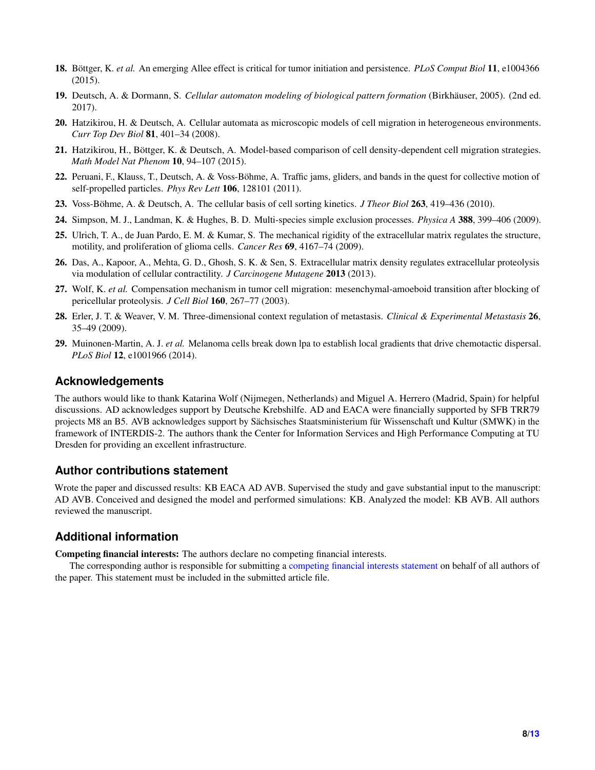18. Böttger, K. *et al.* An emerging Allee effect is critical for tumor initiation and persistence. *PLoS Comput Biol* **11**, e1004366 (2015).
19. Deutsch, A. & Dormann, S. *Cellular automaton modeling of biological pattern formation* (Birkhäuser, 2005). (2nd ed. 2017).
20. Hatzikirou, H. & Deutsch, A. Cellular automata as microscopic models of cell migration in heterogeneous environments. *Curr Top Dev Biol* **81**, 401–34 (2008).
21. Hatzikirou, H., Böttger, K. & Deutsch, A. Model-based comparison of cell density-dependent cell migration strategies. *Math Model Nat Phenom* **10**, 94–107 (2015).
22. Peruani, F., Klauss, T., Deutsch, A. & Voss-Böhme, A. Traffic jams, gliders, and bands in the quest for collective motion of self-propelled particles. *Phys Rev Lett* **106**, 128101 (2011).
23. Voss-Böhme, A. & Deutsch, A. The cellular basis of cell sorting kinetics. *J Theor Biol* **263**, 419–436 (2010).
24. Simpson, M. J., Landman, K. & Hughes, B. D. Multi-species simple exclusion processes. *Physica A* **388**, 399–406 (2009).
25. Ulrich, T. A., de Juan Pardo, E. M. & Kumar, S. The mechanical rigidity of the extracellular matrix regulates the structure, motility, and proliferation of glioma cells. *Cancer Res* **69**, 4167–74 (2009).
26. Das, A., Kapoor, A., Mehta, G. D., Ghosh, S. K. & Sen, S. Extracellular matrix density regulates extracellular proteolysis via modulation of cellular contractility. *J Carcinogene Mutagene* **2013** (2013).
27. Wolf, K. *et al.* Compensation mechanism in tumor cell migration: mesenchymal-amoeboid transition after blocking of pericellular proteolysis. *J Cell Biol* **160**, 267–77 (2003).
28. Erler, J. T. & Weaver, V. M. Three-dimensional context regulation of metastasis. *Clinical & Experimental Metastasis* **26**, 35–49 (2009).
29. Muinonen-Martin, A. J. *et al.* Melanoma cells break down lpa to establish local gradients that drive chemotactic dispersal. *PLoS Biol* **12**, e1001966 (2014).

## Acknowledgements

The authors would like to thank Katarina Wolf (Nijmegen, Netherlands) and Miguel A. Herrero (Madrid, Spain) for helpful discussions. AD acknowledges support by Deutsche Krebshilfe. AD and EACA were financially supported by SFB TRR79 projects M8 an B5. AVB acknowledges support by Sächsisches Staatsministerium für Wissenschaft und Kultur (SMWK) in the framework of INTERDIS-2. The authors thank the Center for Information Services and High Performance Computing at TU Dresden for providing an excellent infrastructure.

## Author contributions statement

Wrote the paper and discussed results: KB EACA AD AVB. Supervised the study and gave substantial input to the manuscript: AD AVB. Conceived and designed the model and performed simulations: KB. Analyzed the model: KB AVB. All authors reviewed the manuscript.

## Additional information

**Competing financial interests:** The authors declare no competing financial interests.

The corresponding author is responsible for submitting a competing financial interests statement on behalf of all authors of the paper. This statement must be included in the submitted article file.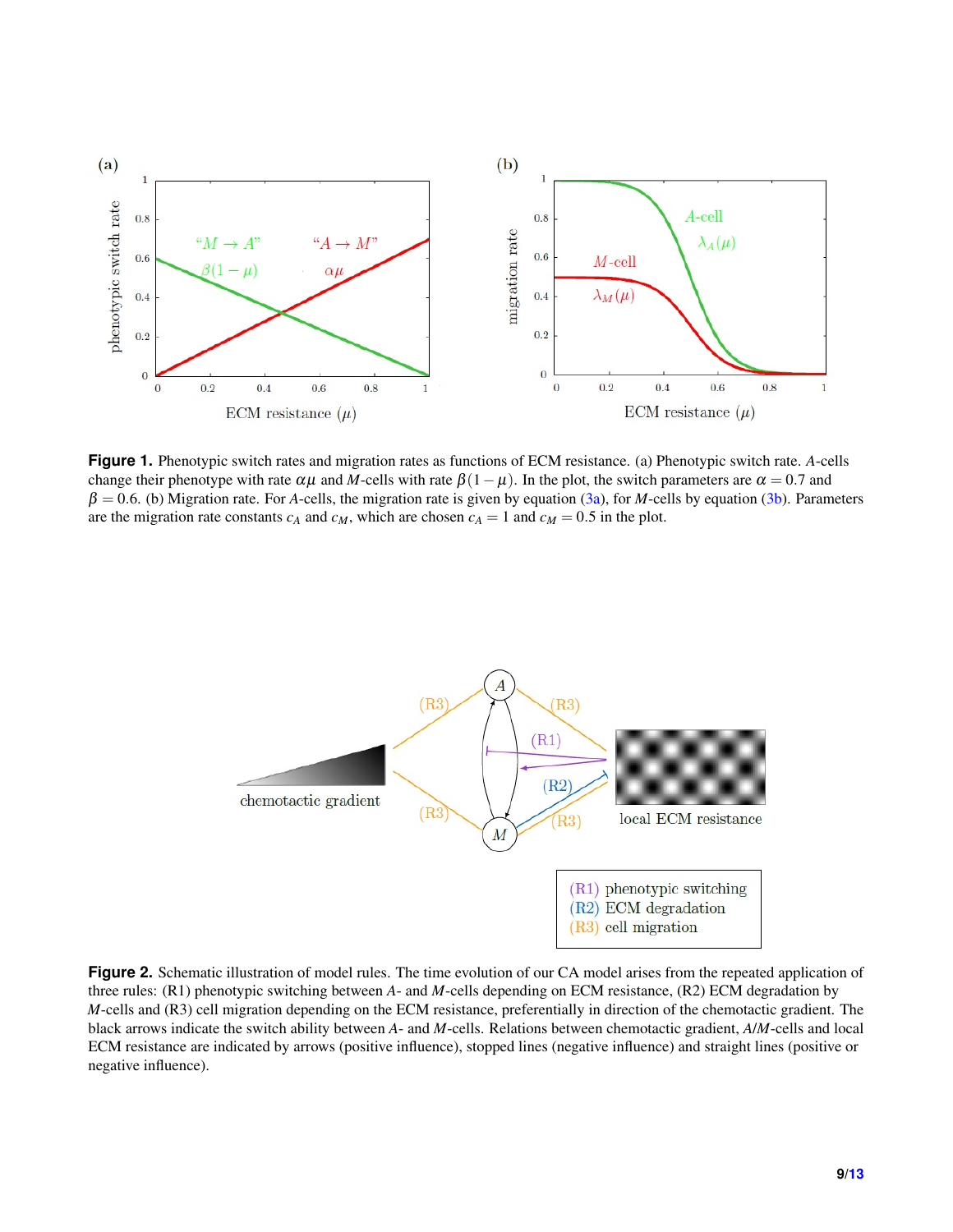**Figure 1.** Phenotypic switch rates and migration rates as functions of ECM resistance. (a) Phenotypic switch rate. *A*-cells change their phenotype with rate $\alpha\mu$ and *M*-cells with rate $\beta(1-\mu)$. In the plot, the switch parameters are $\alpha = 0.7$ and $\beta = 0.6$. (b) Migration rate. For *A*-cells, the migration rate is given by equation (3a), for *M*-cells by equation (3b). Parameters are the migration rate constants $c_A$ and $c_M$, which are chosen $c_A = 1$ and $c_M = 0.5$ in the plot.

**Figure 2.** Schematic illustration of model rules. The time evolution of our CA model arises from the repeated application of three rules: (R1) phenotypic switching between *A*- and *M*-cells depending on ECM resistance, (R2) ECM degradation by *M*-cells and (R3) cell migration depending on the ECM resistance, preferentially in direction of the chemotactic gradient. The black arrows indicate the switch ability between *A*- and *M*-cells. Relations between chemotactic gradient, *A*/*M*-cells and local ECM resistance are indicated by arrows (positive influence), stopped lines (negative influence) and straight lines (positive or negative influence).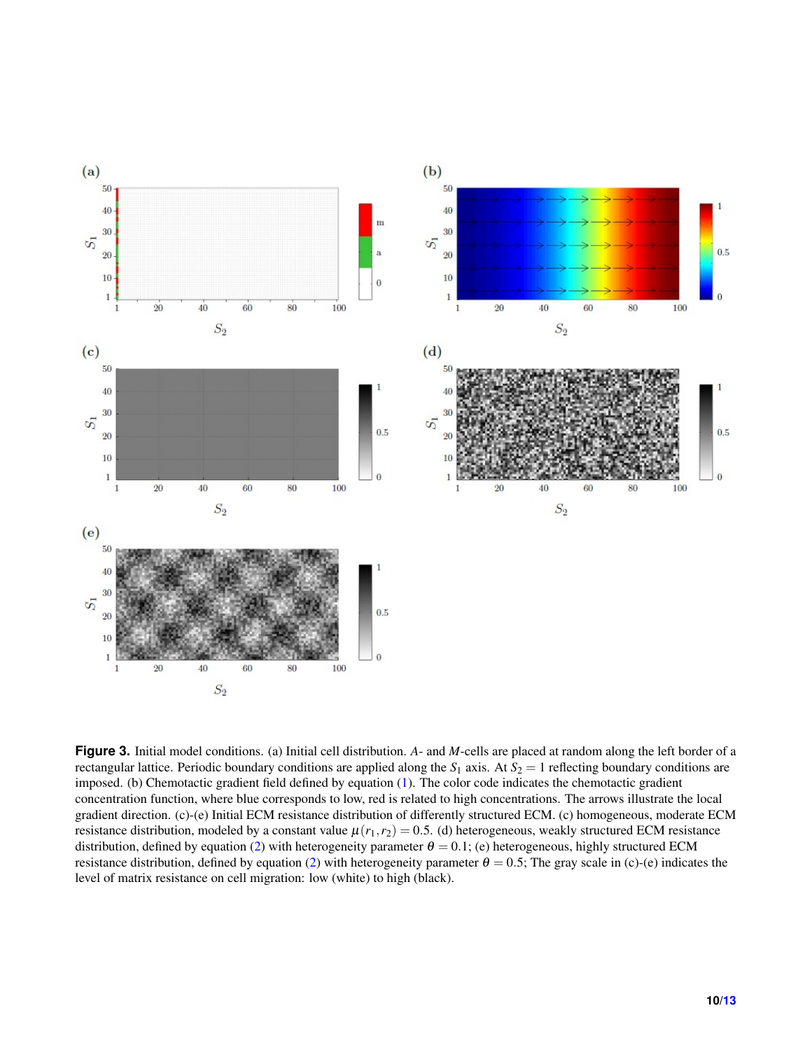**Figure 3.** Initial model conditions. (a) Initial cell distribution. $A$- and $M$-cells are placed at random along the left border of a rectangular lattice. Periodic boundary conditions are applied along the $S_1$ axis. At $S_2 = 1$ reflecting boundary conditions are imposed. (b) Chemotactic gradient field defined by equation (1). The color code indicates the chemotactic gradient concentration function, where blue corresponds to low, red is related to high concentrations. The arrows illustrate the local gradient direction. (c)-(e) Initial ECM resistance distribution of differently structured ECM. (c) homogeneous, moderate ECM resistance distribution, modeled by a constant value $\mu(r_1, r_2) = 0.5$. (d) heterogeneous, weakly structured ECM resistance distribution, defined by equation (2) with heterogeneity parameter $\theta = 0.1$; (e) heterogeneous, highly structured ECM resistance distribution, defined by equation (2) with heterogeneity parameter $\theta = 0.5$; The gray scale in (c)-(e) indicates the level of matrix resistance on cell migration: low (white) to high (black).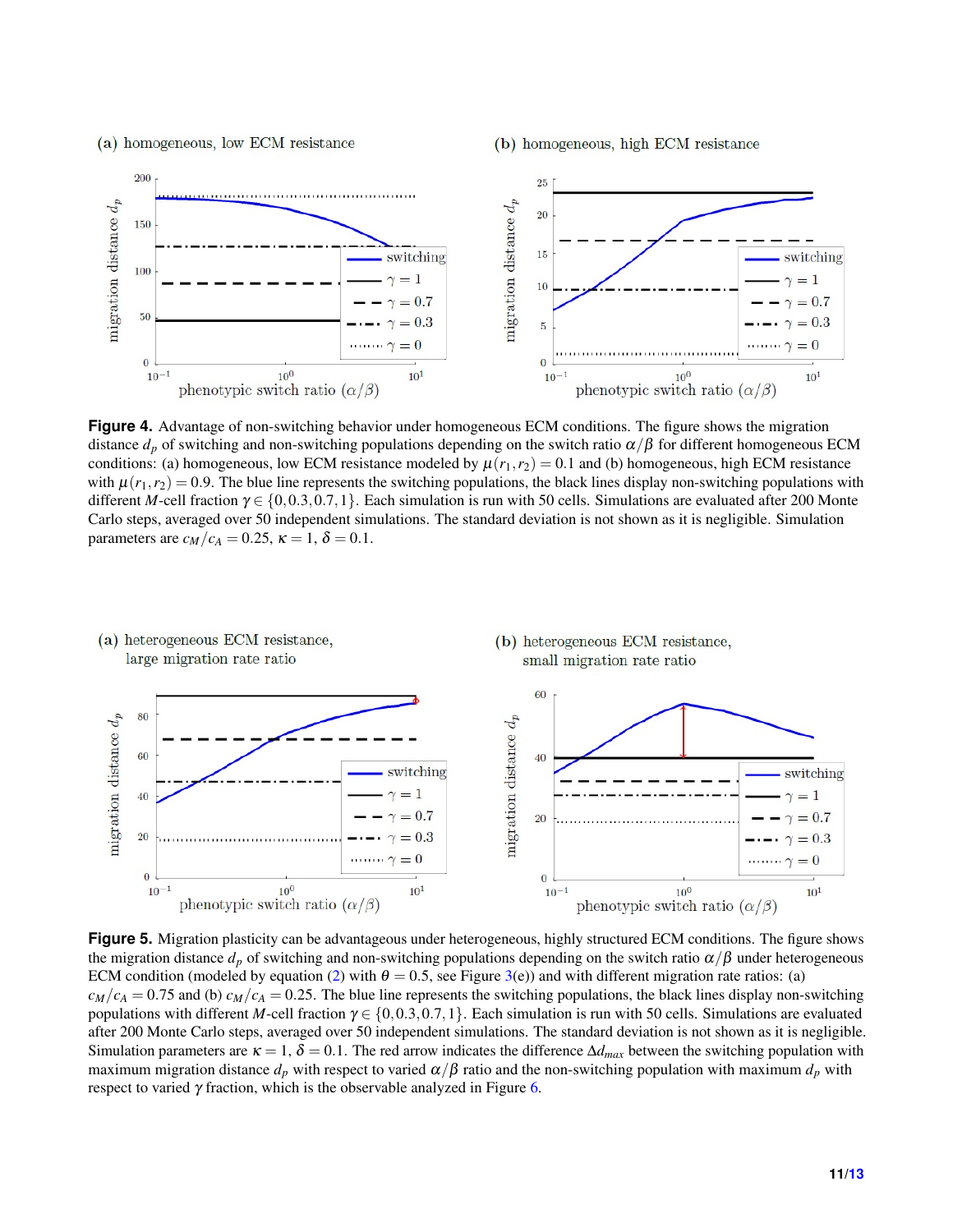**Figure 4.** Advantage of non-switching behavior under homogeneous ECM conditions. The figure shows the migration distance $d_p$ of switching and non-switching populations depending on the switch ratio $\alpha/\beta$ for different homogeneous ECM conditions: (a) homogeneous, low ECM resistance modeled by $\mu(r_1, r_2) = 0.1$ and (b) homogeneous, high ECM resistance with $\mu(r_1, r_2) = 0.9$. The blue line represents the switching populations, the black lines display non-switching populations with different $M$-cell fraction $\gamma \in \{0, 0.3, 0.7, 1\}$. Each simulation is run with 50 cells. Simulations are evaluated after 200 Monte Carlo steps, averaged over 50 independent simulations. The standard deviation is not shown as it is negligible. Simulation parameters are $c_M/c_A = 0.25$, $\kappa = 1$, $\delta = 0.1$.

**Figure 5.** Migration plasticity can be advantageous under heterogeneous, highly structured ECM conditions. The figure shows the migration distance $d_p$ of switching and non-switching populations depending on the switch ratio $\alpha/\beta$ under heterogeneous ECM condition (modeled by equation (2) with $\theta = 0.5$, see Figure 3(e)) and with different migration rate ratios: (a) $c_M/c_A = 0.75$ and (b) $c_M/c_A = 0.25$. The blue line represents the switching populations, the black lines display non-switching populations with different $M$-cell fraction $\gamma \in \{0, 0.3, 0.7, 1\}$. Each simulation is run with 50 cells. Simulations are evaluated after 200 Monte Carlo steps, averaged over 50 independent simulations. The standard deviation is not shown as it is negligible. Simulation parameters are $\kappa = 1$, $\delta = 0.1$. The red arrow indicates the difference $\Delta d_{max}$ between the switching population with maximum migration distance $d_p$ with respect to varied $\alpha/\beta$ ratio and the non-switching population with maximum $d_p$ with respect to varied $\gamma$ fraction, which is the observable analyzed in Figure 6.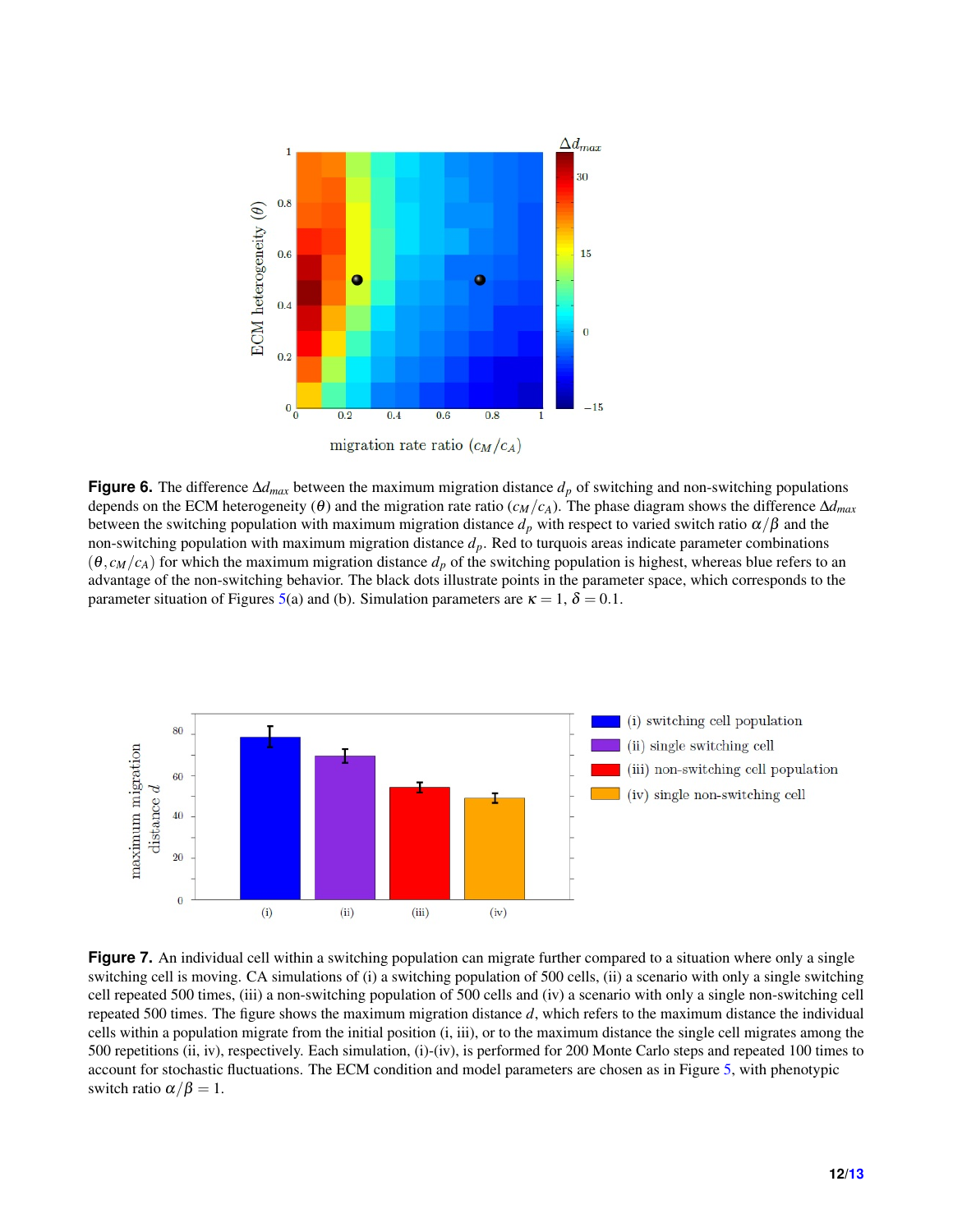**Figure 6.** The difference $\Delta d_{max}$ between the maximum migration distance $d_p$ of switching and non-switching populations depends on the ECM heterogeneity ($\theta$) and the migration rate ratio ($c_M/c_A$). The phase diagram shows the difference $\Delta d_{max}$ between the switching population with maximum migration distance $d_p$ with respect to varied switch ratio $\alpha/\beta$ and the non-switching population with maximum migration distance $d_p$. Red to turquois areas indicate parameter combinations $(\theta, c_M/c_A)$ for which the maximum migration distance $d_p$ of the switching population is highest, whereas blue refers to an advantage of the non-switching behavior. The black dots illustrate points in the parameter space, which corresponds to the parameter situation of Figures 5(a) and (b). Simulation parameters are $\kappa = 1$, $\delta = 0.1$.

**Figure 7.** An individual cell within a switching population can migrate further compared to a situation where only a single switching cell is moving. CA simulations of (i) a switching population of 500 cells, (ii) a scenario with only a single switching cell repeated 500 times, (iii) a non-switching population of 500 cells and (iv) a scenario with only a single non-switching cell repeated 500 times. The figure shows the maximum migration distance $d$, which refers to the maximum distance the individual cells within a population migrate from the initial position (i, iii), or to the maximum distance the single cell migrates among the 500 repetitions (ii, iv), respectively. Each simulation, (i)-(iv), is performed for 200 Monte Carlo steps and repeated 100 times to account for stochastic fluctuations. The ECM condition and model parameters are chosen as in Figure 5, with phenotypic switch ratio $\alpha/\beta = 1$.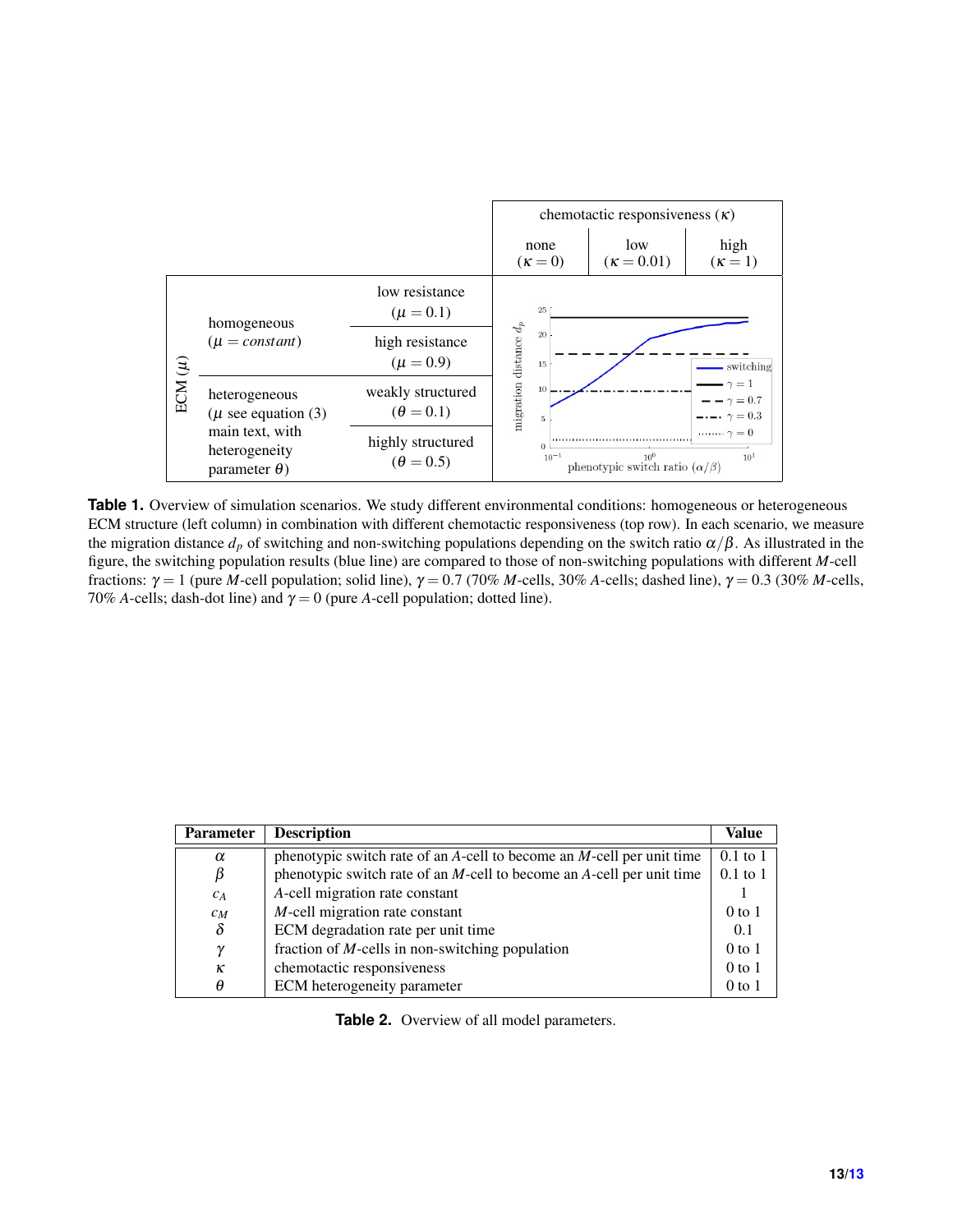| | | | chemotactic responsiveness ($\kappa$) | | |
|---|---|---|---|---|---|
| | | | none ($\kappa = 0$) | low ($\kappa = 0.01$) | high ($\kappa = 1$) |
| ECM ($\mu$) | homogeneous ($\mu = constant$) | low resistance ($\mu = 0.1$) | | | |
| | | high resistance ($\mu = 0.9$) | | | |
| | heterogeneous ($\mu$ see equation (3) main text, with heterogeneity parameter $\theta$) | weakly structured ($\theta = 0.1$) | | | |
| | | highly structured ($\theta = 0.5$) | | | |

migration distance $d_p$

25

20

15

10

5

0

$10^{-1}$

$10^{0}$

$10^{1}$

phenotypic switch ratio ($\alpha/\beta$)

switching

$\gamma = 1$

$\gamma = 0.7$

$\gamma = 0.3$

$\gamma = 0$

**Table 1.** Overview of simulation scenarios. We study different environmental conditions: homogeneous or heterogeneous ECM structure (left column) in combination with different chemotactic responsiveness (top row). In each scenario, we measure the migration distance $d_p$ of switching and non-switching populations depending on the switch ratio $\alpha/\beta$. As illustrated in the figure, the switching population results (blue line) are compared to those of non-switching populations with different $M$-cell fractions: $\gamma = 1$ (pure $M$-cell population; solid line), $\gamma = 0.7$ (70% $M$-cells, 30% $A$-cells; dashed line), $\gamma = 0.3$ (30% $M$-cells, 70% $A$-cells; dash-dot line) and $\gamma = 0$ (pure $A$-cell population; dotted line).

| Parameter | Description | Value |
|---|---|---|
| $\alpha$ | phenotypic switch rate of an $A$-cell to become an $M$-cell per unit time | 0.1 to 1 |
| $\beta$ | phenotypic switch rate of an $M$-cell to become an $A$-cell per unit time | 0.1 to 1 |
| $c_A$ | $A$-cell migration rate constant | 1 |
| $c_M$ | $M$-cell migration rate constant | 0 to 1 |
| $\delta$ | ECM degradation rate per unit time | 0.1 |
| $\gamma$ | fraction of $M$-cells in non-switching population | 0 to 1 |
| $\kappa$ | chemotactic responsiveness | 0 to 1 |
| $\theta$ | ECM heterogeneity parameter | 0 to 1 |

**Table 2.** Overview of all model parameters.